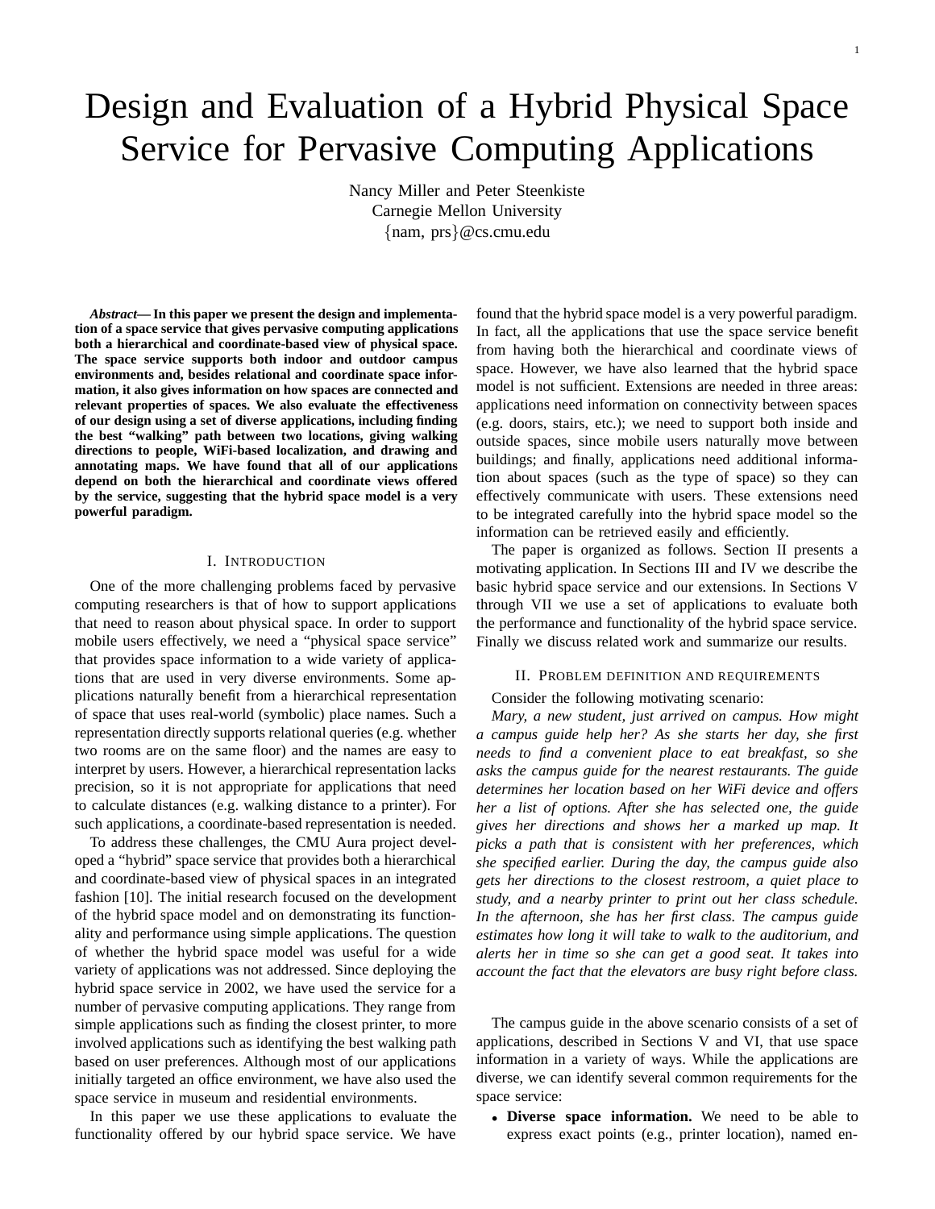# Design and Evaluation of a Hybrid Physical Space Service for Pervasive Computing Applications

Nancy Miller and Peter Steenkiste
Carnegie Mellon University
{nam, prs}@cs.cmu.edu

***Abstract*— In this paper we present the design and implementation of a space service that gives pervasive computing applications both a hierarchical and coordinate-based view of physical space. The space service supports both indoor and outdoor campus environments and, besides relational and coordinate space information, it also gives information on how spaces are connected and relevant properties of spaces. We also evaluate the effectiveness of our design using a set of diverse applications, including finding the best "walking" path between two locations, giving walking directions to people, WiFi-based localization, and drawing and annotating maps. We have found that all of our applications depend on both the hierarchical and coordinate views offered by the service, suggesting that the hybrid space model is a very powerful paradigm.**

## I. Introduction

One of the more challenging problems faced by pervasive computing researchers is that of how to support applications that need to reason about physical space. In order to support mobile users effectively, we need a "physical space service" that provides space information to a wide variety of applications that are used in very diverse environments. Some applications naturally benefit from a hierarchical representation of space that uses real-world (symbolic) place names. Such a representation directly supports relational queries (e.g. whether two rooms are on the same floor) and the names are easy to interpret by users. However, a hierarchical representation lacks precision, so it is not appropriate for applications that need to calculate distances (e.g. walking distance to a printer). For such applications, a coordinate-based representation is needed.

To address these challenges, the CMU Aura project developed a "hybrid" space service that provides both a hierarchical and coordinate-based view of physical spaces in an integrated fashion [10]. The initial research focused on the development of the hybrid space model and on demonstrating its functionality and performance using simple applications. The question of whether the hybrid space model was useful for a wide variety of applications was not addressed. Since deploying the hybrid space service in 2002, we have used the service for a number of pervasive computing applications. They range from simple applications such as finding the closest printer, to more involved applications such as identifying the best walking path based on user preferences. Although most of our applications initially targeted an office environment, we have also used the space service in museum and residential environments.

In this paper we use these applications to evaluate the functionality offered by our hybrid space service. We have found that the hybrid space model is a very powerful paradigm. In fact, all the applications that use the space service benefit from having both the hierarchical and coordinate views of space. However, we have also learned that the hybrid space model is not sufficient. Extensions are needed in three areas: applications need information on connectivity between spaces (e.g. doors, stairs, etc.); we need to support both inside and outside spaces, since mobile users naturally move between buildings; and finally, applications need additional information about spaces (such as the type of space) so they can effectively communicate with users. These extensions need to be integrated carefully into the hybrid space model so the information can be retrieved easily and efficiently.

The paper is organized as follows. Section II presents a motivating application. In Sections III and IV we describe the basic hybrid space service and our extensions. In Sections V through VII we use a set of applications to evaluate both the performance and functionality of the hybrid space service. Finally we discuss related work and summarize our results.

## II. Problem definition and requirements

Consider the following motivating scenario:

*Mary, a new student, just arrived on campus. How might a campus guide help her? As she starts her day, she first needs to find a convenient place to eat breakfast, so she asks the campus guide for the nearest restaurants. The guide determines her location based on her WiFi device and offers her a list of options. After she has selected one, the guide gives her directions and shows her a marked up map. It picks a path that is consistent with her preferences, which she specified earlier. During the day, the campus guide also gets her directions to the closest restroom, a quiet place to study, and a nearby printer to print out her class schedule. In the afternoon, she has her first class. The campus guide estimates how long it will take to walk to the auditorium, and alerts her in time so she can get a good seat. It takes into account the fact that the elevators are busy right before class.*

The campus guide in the above scenario consists of a set of applications, described in Sections V and VI, that use space information in a variety of ways. While the applications are diverse, we can identify several common requirements for the space service:

- **Diverse space information.** We need to be able to express exact points (e.g., printer location), named en-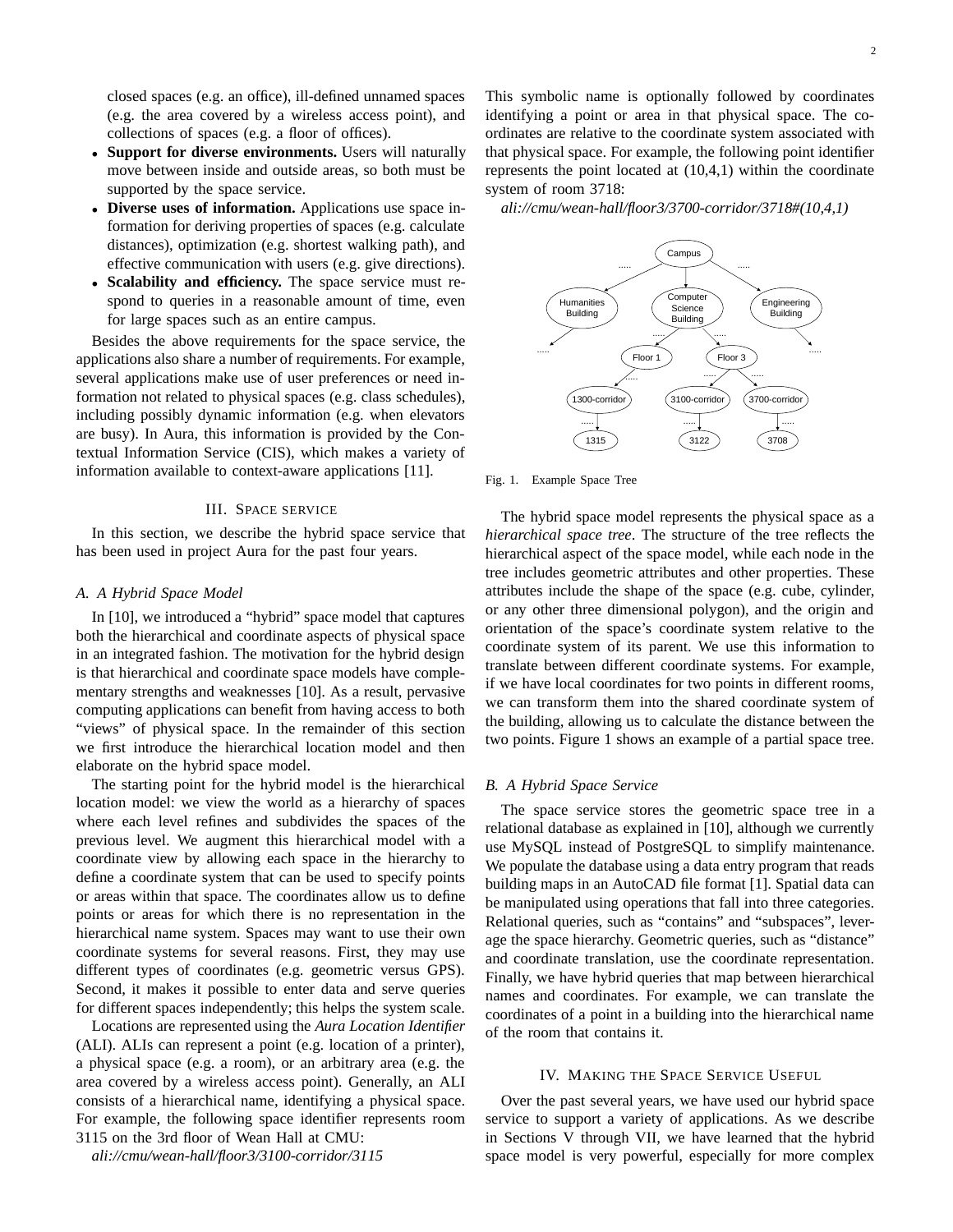closed spaces (e.g. an office), ill-defined unnamed spaces (e.g. the area covered by a wireless access point), and collections of spaces (e.g. a floor of offices).

- **Support for diverse environments.** Users will naturally move between inside and outside areas, so both must be supported by the space service.
- **Diverse uses of information.** Applications use space information for deriving properties of spaces (e.g. calculate distances), optimization (e.g. shortest walking path), and effective communication with users (e.g. give directions).
- **Scalability and efficiency.** The space service must respond to queries in a reasonable amount of time, even for large spaces such as an entire campus.

Besides the above requirements for the space service, the applications also share a number of requirements. For example, several applications make use of user preferences or need information not related to physical spaces (e.g. class schedules), including possibly dynamic information (e.g. when elevators are busy). In Aura, this information is provided by the Contextual Information Service (CIS), which makes a variety of information available to context-aware applications [11].

## III. Space Service

In this section, we describe the hybrid space service that has been used in project Aura for the past four years.

### A. A Hybrid Space Model

In [10], we introduced a "hybrid" space model that captures both the hierarchical and coordinate aspects of physical space in an integrated fashion. The motivation for the hybrid design is that hierarchical and coordinate space models have complementary strengths and weaknesses [10]. As a result, pervasive computing applications can benefit from having access to both "views" of physical space. In the remainder of this section we first introduce the hierarchical location model and then elaborate on the hybrid space model.

The starting point for the hybrid model is the hierarchical location model: we view the world as a hierarchy of spaces where each level refines and subdivides the spaces of the previous level. We augment this hierarchical model with a coordinate view by allowing each space in the hierarchy to define a coordinate system that can be used to specify points or areas within that space. The coordinates allow us to define points or areas for which there is no representation in the hierarchical name system. Spaces may want to use their own coordinate systems for several reasons. First, they may use different types of coordinates (e.g. geometric versus GPS). Second, it makes it possible to enter data and serve queries for different spaces independently; this helps the system scale.

Locations are represented using the *Aura Location Identifier* (ALI). ALIs can represent a point (e.g. location of a printer), a physical space (e.g. a room), or an arbitrary area (e.g. the area covered by a wireless access point). Generally, an ALI consists of a hierarchical name, identifying a physical space. For example, the following space identifier represents room 3115 on the 3rd floor of Wean Hall at CMU:

*ali://cmu/wean-hall/floor3/3100-corridor/3115*

This symbolic name is optionally followed by coordinates identifying a point or area in that physical space. The coordinates are relative to the coordinate system associated with that physical space. For example, the following point identifier represents the point located at (10,4,1) within the coordinate system of room 3718:

*ali://cmu/wean-hall/floor3/3700-corridor/3718#(10,4,1)*

Fig. 1. Example Space Tree

The hybrid space model represents the physical space as a *hierarchical space tree*. The structure of the tree reflects the hierarchical aspect of the space model, while each node in the tree includes geometric attributes and other properties. These attributes include the shape of the space (e.g. cube, cylinder, or any other three dimensional polygon), and the origin and orientation of the space's coordinate system relative to the coordinate system of its parent. We use this information to translate between different coordinate systems. For example, if we have local coordinates for two points in different rooms, we can transform them into the shared coordinate system of the building, allowing us to calculate the distance between the two points. Figure 1 shows an example of a partial space tree.

### B. A Hybrid Space Service

The space service stores the geometric space tree in a relational database as explained in [10], although we currently use MySQL instead of PostgreSQL to simplify maintenance. We populate the database using a data entry program that reads building maps in an AutoCAD file format [1]. Spatial data can be manipulated using operations that fall into three categories. Relational queries, such as "contains" and "subspaces", leverage the space hierarchy. Geometric queries, such as "distance" and coordinate translation, use the coordinate representation. Finally, we have hybrid queries that map between hierarchical names and coordinates. For example, we can translate the coordinates of a point in a building into the hierarchical name of the room that contains it.

## IV. Making the Space Service Useful

Over the past several years, we have used our hybrid space service to support a variety of applications. As we describe in Sections V through VII, we have learned that the hybrid space model is very powerful, especially for more complex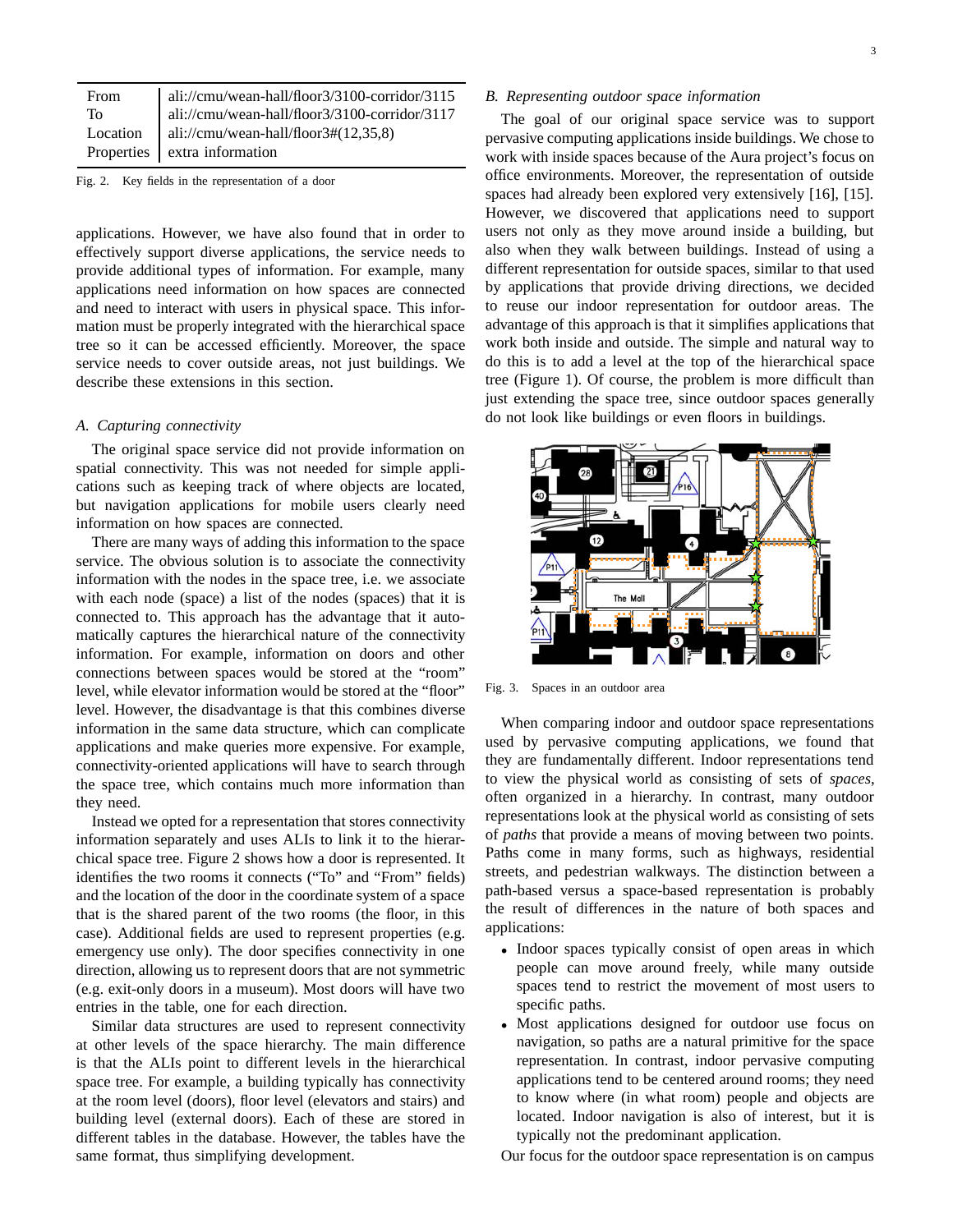| | |
|---|---|
| From | ali://cmu/wean-hall/floor3/3100-corridor/3115 |
| To | ali://cmu/wean-hall/floor3/3100-corridor/3117 |
| Location | ali://cmu/wean-hall/floor3#(12,35,8) |
| Properties | extra information |

Fig. 2. Key fields in the representation of a door

applications. However, we have also found that in order to effectively support diverse applications, the service needs to provide additional types of information. For example, many applications need information on how spaces are connected and need to interact with users in physical space. This information must be properly integrated with the hierarchical space tree so it can be accessed efficiently. Moreover, the space service needs to cover outside areas, not just buildings. We describe these extensions in this section.

### A. Capturing connectivity

The original space service did not provide information on spatial connectivity. This was not needed for simple applications such as keeping track of where objects are located, but navigation applications for mobile users clearly need information on how spaces are connected.

There are many ways of adding this information to the space service. The obvious solution is to associate the connectivity information with the nodes in the space tree, i.e. we associate with each node (space) a list of the nodes (spaces) that it is connected to. This approach has the advantage that it automatically captures the hierarchical nature of the connectivity information. For example, information on doors and other connections between spaces would be stored at the "room" level, while elevator information would be stored at the "floor" level. However, the disadvantage is that this combines diverse information in the same data structure, which can complicate applications and make queries more expensive. For example, connectivity-oriented applications will have to search through the space tree, which contains much more information than they need.

Instead we opted for a representation that stores connectivity information separately and uses ALIs to link it to the hierarchical space tree. Figure 2 shows how a door is represented. It identifies the two rooms it connects ("To" and "From" fields) and the location of the door in the coordinate system of a space that is the shared parent of the two rooms (the floor, in this case). Additional fields are used to represent properties (e.g. emergency use only). The door specifies connectivity in one direction, allowing us to represent doors that are not symmetric (e.g. exit-only doors in a museum). Most doors will have two entries in the table, one for each direction.

Similar data structures are used to represent connectivity at other levels of the space hierarchy. The main difference is that the ALIs point to different levels in the hierarchical space tree. For example, a building typically has connectivity at the room level (doors), floor level (elevators and stairs) and building level (external doors). Each of these are stored in different tables in the database. However, the tables have the same format, thus simplifying development.

### B. Representing outdoor space information

The goal of our original space service was to support pervasive computing applications inside buildings. We chose to work with inside spaces because of the Aura project's focus on office environments. Moreover, the representation of outside spaces had already been explored very extensively [16], [15]. However, we discovered that applications need to support users not only as they move around inside a building, but also when they walk between buildings. Instead of using a different representation for outside spaces, similar to that used by applications that provide driving directions, we decided to reuse our indoor representation for outdoor areas. The advantage of this approach is that it simplifies applications that work both inside and outside. The simple and natural way to do this is to add a level at the top of the hierarchical space tree (Figure 1). Of course, the problem is more difficult than just extending the space tree, since outdoor spaces generally do not look like buildings or even floors in buildings.

Fig. 3. Spaces in an outdoor area

When comparing indoor and outdoor space representations used by pervasive computing applications, we found that they are fundamentally different. Indoor representations tend to view the physical world as consisting of sets of *spaces*, often organized in a hierarchy. In contrast, many outdoor representations look at the physical world as consisting of sets of *paths* that provide a means of moving between two points. Paths come in many forms, such as highways, residential streets, and pedestrian walkways. The distinction between a path-based versus a space-based representation is probably the result of differences in the nature of both spaces and applications:

- Indoor spaces typically consist of open areas in which people can move around freely, while many outside spaces tend to restrict the movement of most users to specific paths.
- Most applications designed for outdoor use focus on navigation, so paths are a natural primitive for the space representation. In contrast, indoor pervasive computing applications tend to be centered around rooms; they need to know where (in what room) people and objects are located. Indoor navigation is also of interest, but it is typically not the predominant application.

Our focus for the outdoor space representation is on campus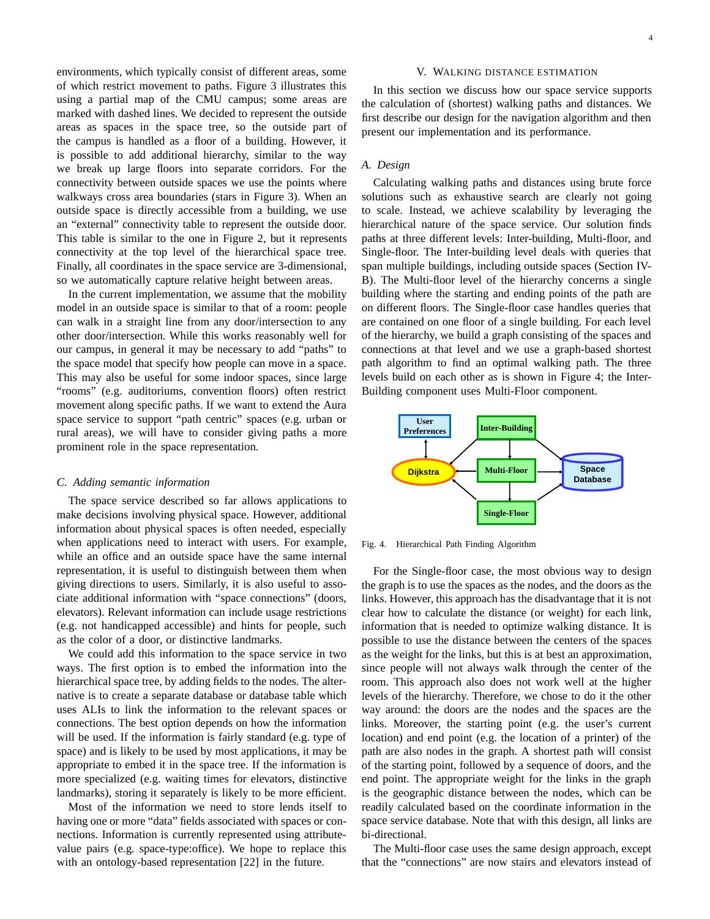environments, which typically consist of different areas, some of which restrict movement to paths. Figure 3 illustrates this using a partial map of the CMU campus; some areas are marked with dashed lines. We decided to represent the outside areas as spaces in the space tree, so the outside part of the campus is handled as a floor of a building. However, it is possible to add additional hierarchy, similar to the way we break up large floors into separate corridors. For the connectivity between outside spaces we use the points where walkways cross area boundaries (stars in Figure 3). When an outside space is directly accessible from a building, we use an "external" connectivity table to represent the outside door. This table is similar to the one in Figure 2, but it represents connectivity at the top level of the hierarchical space tree. Finally, all coordinates in the space service are 3-dimensional, so we automatically capture relative height between areas.

In the current implementation, we assume that the mobility model in an outside space is similar to that of a room: people can walk in a straight line from any door/intersection to any other door/intersection. While this works reasonably well for our campus, in general it may be necessary to add "paths" to the space model that specify how people can move in a space. This may also be useful for some indoor spaces, since large "rooms" (e.g. auditoriums, convention floors) often restrict movement along specific paths. If we want to extend the Aura space service to support "path centric" spaces (e.g. urban or rural areas), we will have to consider giving paths a more prominent role in the space representation.

### C. Adding semantic information

The space service described so far allows applications to make decisions involving physical space. However, additional information about physical spaces is often needed, especially when applications need to interact with users. For example, while an office and an outside space have the same internal representation, it is useful to distinguish between them when giving directions to users. Similarly, it is also useful to associate additional information with "space connections" (doors, elevators). Relevant information can include usage restrictions (e.g. not handicapped accessible) and hints for people, such as the color of a door, or distinctive landmarks.

We could add this information to the space service in two ways. The first option is to embed the information into the hierarchical space tree, by adding fields to the nodes. The alternative is to create a separate database or database table which uses ALIs to link the information to the relevant spaces or connections. The best option depends on how the information will be used. If the information is fairly standard (e.g. type of space) and is likely to be used by most applications, it may be appropriate to embed it in the space tree. If the information is more specialized (e.g. waiting times for elevators, distinctive landmarks), storing it separately is likely to be more efficient.

Most of the information we need to store lends itself to having one or more "data" fields associated with spaces or connections. Information is currently represented using attribute-value pairs (e.g. space-type:office). We hope to replace this with an ontology-based representation [22] in the future.

## V. Walking distance estimation

In this section we discuss how our space service supports the calculation of (shortest) walking paths and distances. We first describe our design for the navigation algorithm and then present our implementation and its performance.

### A. Design

Calculating walking paths and distances using brute force solutions such as exhaustive search are clearly not going to scale. Instead, we achieve scalability by leveraging the hierarchical nature of the space service. Our solution finds paths at three different levels: Inter-building, Multi-floor, and Single-floor. The Inter-building level deals with queries that span multiple buildings, including outside spaces (Section IV-B). The Multi-floor level of the hierarchy concerns a single building where the starting and ending points of the path are on different floors. The Single-floor case handles queries that are contained on one floor of a single building. For each level of the hierarchy, we build a graph consisting of the spaces and connections at that level and we use a graph-based shortest path algorithm to find an optimal walking path. The three levels build on each other as is shown in Figure 4; the Inter-Building component uses Multi-Floor component.

User Preferences

Inter-Building

Dijkstra

Multi-Floor

Space Database

Single-Floor

Fig. 4. Hierarchical Path Finding Algorithm

For the Single-floor case, the most obvious way to design the graph is to use the spaces as the nodes, and the doors as the links. However, this approach has the disadvantage that it is not clear how to calculate the distance (or weight) for each link, information that is needed to optimize walking distance. It is possible to use the distance between the centers of the spaces as the weight for the links, but this is at best an approximation, since people will not always walk through the center of the room. This approach also does not work well at the higher levels of the hierarchy. Therefore, we chose to do it the other way around: the doors are the nodes and the spaces are the links. Moreover, the starting point (e.g. the user's current location) and end point (e.g. the location of a printer) of the path are also nodes in the graph. A shortest path will consist of the starting point, followed by a sequence of doors, and the end point. The appropriate weight for the links in the graph is the geographic distance between the nodes, which can be readily calculated based on the coordinate information in the space service database. Note that with this design, all links are bi-directional.

The Multi-floor case uses the same design approach, except that the "connections" are now stairs and elevators instead of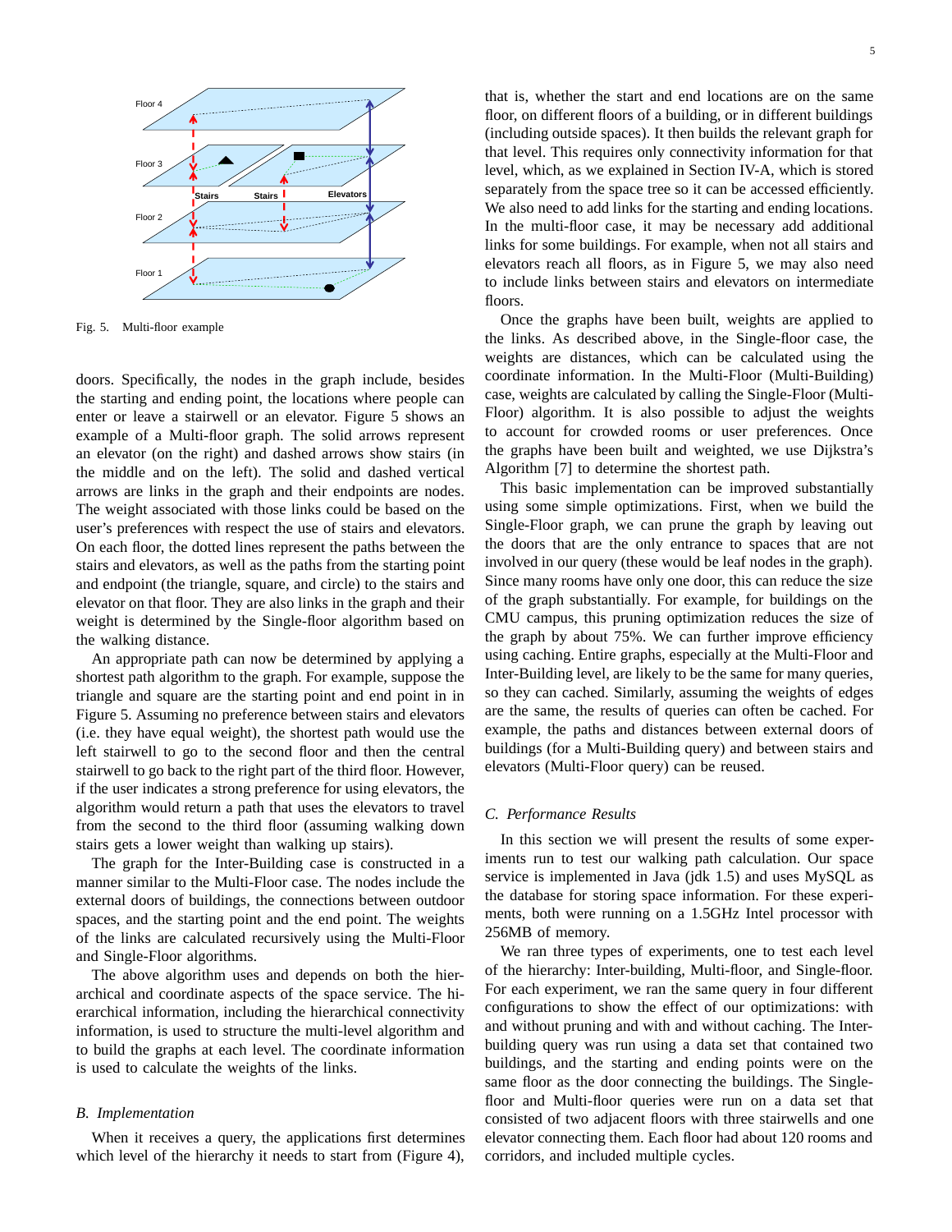Fig. 5. Multi-floor example

doors. Specifically, the nodes in the graph include, besides the starting and ending point, the locations where people can enter or leave a stairwell or an elevator. Figure 5 shows an example of a Multi-floor graph. The solid arrows represent an elevator (on the right) and dashed arrows show stairs (in the middle and on the left). The solid and dashed vertical arrows are links in the graph and their endpoints are nodes. The weight associated with those links could be based on the user's preferences with respect the use of stairs and elevators. On each floor, the dotted lines represent the paths between the stairs and elevators, as well as the paths from the starting point and endpoint (the triangle, square, and circle) to the stairs and elevator on that floor. They are also links in the graph and their weight is determined by the Single-floor algorithm based on the walking distance.

An appropriate path can now be determined by applying a shortest path algorithm to the graph. For example, suppose the triangle and square are the starting point and end point in in Figure 5. Assuming no preference between stairs and elevators (i.e. they have equal weight), the shortest path would use the left stairwell to go to the second floor and then the central stairwell to go back to the right part of the third floor. However, if the user indicates a strong preference for using elevators, the algorithm would return a path that uses the elevators to travel from the second to the third floor (assuming walking down stairs gets a lower weight than walking up stairs).

The graph for the Inter-Building case is constructed in a manner similar to the Multi-Floor case. The nodes include the external doors of buildings, the connections between outdoor spaces, and the starting point and the end point. The weights of the links are calculated recursively using the Multi-Floor and Single-Floor algorithms.

The above algorithm uses and depends on both the hierarchical and coordinate aspects of the space service. The hierarchical information, including the hierarchical connectivity information, is used to structure the multi-level algorithm and to build the graphs at each level. The coordinate information is used to calculate the weights of the links.

### B. Implementation

When it receives a query, the applications first determines which level of the hierarchy it needs to start from (Figure 4), that is, whether the start and end locations are on the same floor, on different floors of a building, or in different buildings (including outside spaces). It then builds the relevant graph for that level. This requires only connectivity information for that level, which, as we explained in Section IV-A, which is stored separately from the space tree so it can be accessed efficiently. We also need to add links for the starting and ending locations. In the multi-floor case, it may be necessary add additional links for some buildings. For example, when not all stairs and elevators reach all floors, as in Figure 5, we may also need to include links between stairs and elevators on intermediate floors.

Once the graphs have been built, weights are applied to the links. As described above, in the Single-floor case, the weights are distances, which can be calculated using the coordinate information. In the Multi-Floor (Multi-Building) case, weights are calculated by calling the Single-Floor (Multi-Floor) algorithm. It is also possible to adjust the weights to account for crowded rooms or user preferences. Once the graphs have been built and weighted, we use Dijkstra's Algorithm [7] to determine the shortest path.

This basic implementation can be improved substantially using some simple optimizations. First, when we build the Single-Floor graph, we can prune the graph by leaving out the doors that are the only entrance to spaces that are not involved in our query (these would be leaf nodes in the graph). Since many rooms have only one door, this can reduce the size of the graph substantially. For example, for buildings on the CMU campus, this pruning optimization reduces the size of the graph by about 75%. We can further improve efficiency using caching. Entire graphs, especially at the Multi-Floor and Inter-Building level, are likely to be the same for many queries, so they can cached. Similarly, assuming the weights of edges are the same, the results of queries can often be cached. For example, the paths and distances between external doors of buildings (for a Multi-Building query) and between stairs and elevators (Multi-Floor query) can be reused.

### C. Performance Results

In this section we will present the results of some experiments run to test our walking path calculation. Our space service is implemented in Java (jdk 1.5) and uses MySQL as the database for storing space information. For these experiments, both were running on a 1.5GHz Intel processor with 256MB of memory.

We ran three types of experiments, one to test each level of the hierarchy: Inter-building, Multi-floor, and Single-floor. For each experiment, we ran the same query in four different configurations to show the effect of our optimizations: with and without pruning and with and without caching. The Inter-building query was run using a data set that contained two buildings, and the starting and ending points were on the same floor as the door connecting the buildings. The Single-floor and Multi-floor queries were run on a data set that consisted of two adjacent floors with three stairwells and one elevator connecting them. Each floor had about 120 rooms and corridors, and included multiple cycles.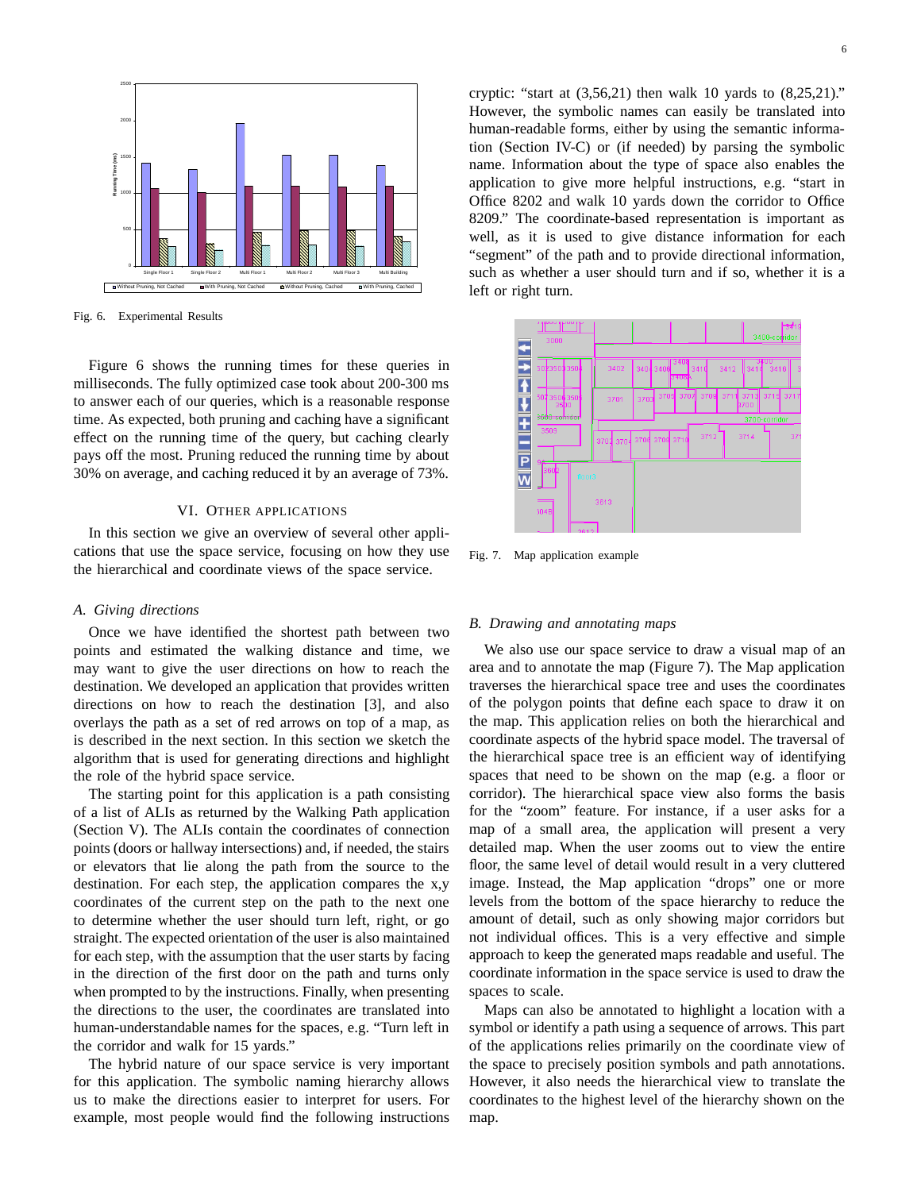2500

2000

1500

1000

500

0

Running Time (ms)

Single Floor 1

Single Floor 2

Multi Floor 1

Multi Floor 2

Multi Floor 3

Multi Building

Without Pruning, Not Cached

With Pruning, Not Cached

Without Pruning, Cached

With Pruning, Cached

Fig. 6. Experimental Results

Figure 6 shows the running times for these queries in milliseconds. The fully optimized case took about 200-300 ms to answer each of our queries, which is a reasonable response time. As expected, both pruning and caching have a significant effect on the running time of the query, but caching clearly pays off the most. Pruning reduced the running time by about 30% on average, and caching reduced it by an average of 73%.

## VI. Other Applications

In this section we give an overview of several other applications that use the space service, focusing on how they use the hierarchical and coordinate views of the space service.

### A. Giving directions

Once we have identified the shortest path between two points and estimated the walking distance and time, we may want to give the user directions on how to reach the destination. We developed an application that provides written directions on how to reach the destination [3], and also overlays the path as a set of red arrows on top of a map, as is described in the next section. In this section we sketch the algorithm that is used for generating directions and highlight the role of the hybrid space service.

The starting point for this application is a path consisting of a list of ALIs as returned by the Walking Path application (Section V). The ALIs contain the coordinates of connection points (doors or hallway intersections) and, if needed, the stairs or elevators that lie along the path from the source to the destination. For each step, the application compares the x,y coordinates of the current step on the path to the next one to determine whether the user should turn left, right, or go straight. The expected orientation of the user is also maintained for each step, with the assumption that the user starts by facing in the direction of the first door on the path and turns only when prompted to by the instructions. Finally, when presenting the directions to the user, the coordinates are translated into human-understandable names for the spaces, e.g. "Turn left in the corridor and walk for 15 yards."

The hybrid nature of our space service is very important for this application. The symbolic naming hierarchy allows us to make the directions easier to interpret for users. For example, most people would find the following instructions cryptic: "start at (3,56,21) then walk 10 yards to (8,25,21)." However, the symbolic names can easily be translated into human-readable forms, either by using the semantic information (Section IV-C) or (if needed) by parsing the symbolic name. Information about the type of space also enables the application to give more helpful instructions, e.g. "start in Office 8202 and walk 10 yards down the corridor to Office 8209." The coordinate-based representation is important as well, as it is used to give distance information for each "segment" of the path and to provide directional information, such as whether a user should turn and if so, whether it is a left or right turn.

Fig. 7. Map application example

### B. Drawing and annotating maps

We also use our space service to draw a visual map of an area and to annotate the map (Figure 7). The Map application traverses the hierarchical space tree and uses the coordinates of the polygon points that define each space to draw it on the map. This application relies on both the hierarchical and coordinate aspects of the hybrid space model. The traversal of the hierarchical space tree is an efficient way of identifying spaces that need to be shown on the map (e.g. a floor or corridor). The hierarchical space view also forms the basis for the "zoom" feature. For instance, if a user asks for a map of a small area, the application will present a very detailed map. When the user zooms out to view the entire floor, the same level of detail would result in a very cluttered image. Instead, the Map application "drops" one or more levels from the bottom of the space hierarchy to reduce the amount of detail, such as only showing major corridors but not individual offices. This is a very effective and simple approach to keep the generated maps readable and useful. The coordinate information in the space service is used to draw the spaces to scale.

Maps can also be annotated to highlight a location with a symbol or identify a path using a sequence of arrows. This part of the applications relies primarily on the coordinate view of the space to precisely position symbols and path annotations. However, it also needs the hierarchical view to translate the coordinates to the highest level of the hierarchy shown on the map.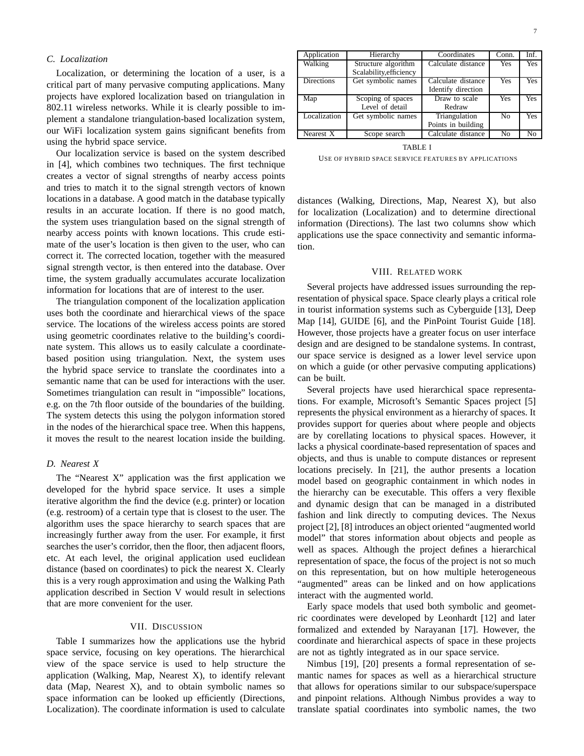### C. Localization

Localization, or determining the location of a user, is a critical part of many pervasive computing applications. Many projects have explored localization based on triangulation in 802.11 wireless networks. While it is clearly possible to implement a standalone triangulation-based localization system, our WiFi localization system gains significant benefits from using the hybrid space service.

Our localization service is based on the system described in [4], which combines two techniques. The first technique creates a vector of signal strengths of nearby access points and tries to match it to the signal strength vectors of known locations in a database. A good match in the database typically results in an accurate location. If there is no good match, the system uses triangulation based on the signal strength of nearby access points with known locations. This crude estimate of the user's location is then given to the user, who can correct it. The corrected location, together with the measured signal strength vector, is then entered into the database. Over time, the system gradually accumulates accurate localization information for locations that are of interest to the user.

The triangulation component of the localization application uses both the coordinate and hierarchical views of the space service. The locations of the wireless access points are stored using geometric coordinates relative to the building's coordinate system. This allows us to easily calculate a coordinate-based position using triangulation. Next, the system uses the hybrid space service to translate the coordinates into a semantic name that can be used for interactions with the user. Sometimes triangulation can result in "impossible" locations, e.g. on the 7th floor outside of the boundaries of the building. The system detects this using the polygon information stored in the nodes of the hierarchical space tree. When this happens, it moves the result to the nearest location inside the building.

### D. Nearest X

The "Nearest X" application was the first application we developed for the hybrid space service. It uses a simple iterative algorithm the find the device (e.g. printer) or location (e.g. restroom) of a certain type that is closest to the user. The algorithm uses the space hierarchy to search spaces that are increasingly further away from the user. For example, it first searches the user's corridor, then the floor, then adjacent floors, etc. At each level, the original application used euclidean distance (based on coordinates) to pick the nearest X. Clearly this is a very rough approximation and using the Walking Path application described in Section V would result in selections that are more convenient for the user.

## VII. Discussion

Table I summarizes how the applications use the hybrid space service, focusing on key operations. The hierarchical view of the space service is used to help structure the application (Walking, Map, Nearest X), to identify relevant data (Map, Nearest X), and to obtain symbolic names so space information can be looked up efficiently (Directions, Localization). The coordinate information is used to calculate distances (Walking, Directions, Map, Nearest X), but also for localization (Localization) and to determine directional information (Directions). The last two columns show which applications use the space connectivity and semantic information.

| Application | Hierarchy | Coordinates | Conn. | Inf. |
|---|---|---|---|---|
| Walking | Structure algorithm Scalability,efficiency | Calculate distance | Yes | Yes |
| Directions | Get symbolic names | Calculate distance Identify direction | Yes | Yes |
| Map | Scoping of spaces Level of detail | Draw to scale Redraw | Yes | Yes |
| Localization | Get symbolic names | Triangulation Points in building | No | Yes |
| Nearest X | Scope search | Calculate distance | No | No |

TABLE I
Use of hybrid space service features by applications

## VIII. Related work

Several projects have addressed issues surrounding the representation of physical space. Space clearly plays a critical role in tourist information systems such as Cyberguide [13], Deep Map [14], GUIDE [6], and the PinPoint Tourist Guide [18]. However, those projects have a greater focus on user interface design and are designed to be standalone systems. In contrast, our space service is designed as a lower level service upon on which a guide (or other pervasive computing applications) can be built.

Several projects have used hierarchical space representations. For example, Microsoft's Semantic Spaces project [5] represents the physical environment as a hierarchy of spaces. It provides support for queries about where people and objects are by corellating locations to physical spaces. However, it lacks a physical coordinate-based representation of spaces and objects, and thus is unable to compute distances or represent locations precisely. In [21], the author presents a location model based on geographic containment in which nodes in the hierarchy can be executable. This offers a very flexible and dynamic design that can be managed in a distributed fashion and link directly to computing devices. The Nexus project [2], [8] introduces an object oriented "augmented world model" that stores information about objects and people as well as spaces. Although the project defines a hierarchical representation of space, the focus of the project is not so much on this representation, but on how multiple heterogeneous "augmented" areas can be linked and on how applications interact with the augmented world.

Early space models that used both symbolic and geometric coordinates were developed by Leonhardt [12] and later formalized and extended by Narayanan [17]. However, the coordinate and hierarchical aspects of space in these projects are not as tightly integrated as in our space service.

Nimbus [19], [20] presents a formal representation of semantic names for spaces as well as a hierarchical structure that allows for operations similar to our subspace/superspace and pinpoint relations. Although Nimbus provides a way to translate spatial coordinates into symbolic names, the two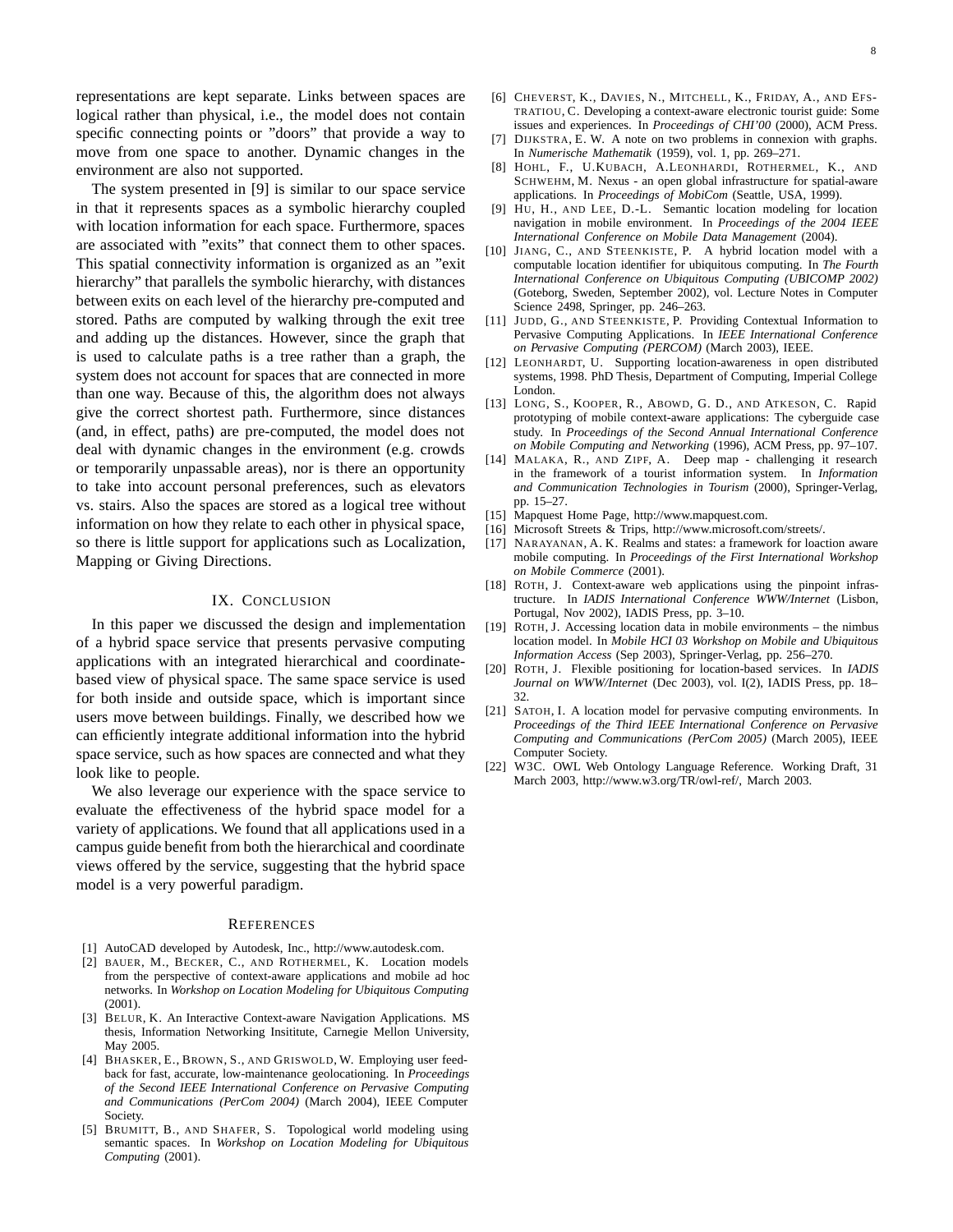representations are kept separate. Links between spaces are logical rather than physical, i.e., the model does not contain specific connecting points or "doors" that provide a way to move from one space to another. Dynamic changes in the environment are also not supported.

The system presented in [9] is similar to our space service in that it represents spaces as a symbolic hierarchy coupled with location information for each space. Furthermore, spaces are associated with "exits" that connect them to other spaces. This spatial connectivity information is organized as an "exit hierarchy" that parallels the symbolic hierarchy, with distances between exits on each level of the hierarchy pre-computed and stored. Paths are computed by walking through the exit tree and adding up the distances. However, since the graph that is used to calculate paths is a tree rather than a graph, the system does not account for spaces that are connected in more than one way. Because of this, the algorithm does not always give the correct shortest path. Furthermore, since distances (and, in effect, paths) are pre-computed, the model does not deal with dynamic changes in the environment (e.g. crowds or temporarily unpassable areas), nor is there an opportunity to take into account personal preferences, such as elevators vs. stairs. Also the spaces are stored as a logical tree without information on how they relate to each other in physical space, so there is little support for applications such as Localization, Mapping or Giving Directions.

## IX. Conclusion

In this paper we discussed the design and implementation of a hybrid space service that presents pervasive computing applications with an integrated hierarchical and coordinate-based view of physical space. The same space service is used for both inside and outside space, which is important since users move between buildings. Finally, we described how we can efficiently integrate additional information into the hybrid space service, such as how spaces are connected and what they look like to people.

We also leverage our experience with the space service to evaluate the effectiveness of the hybrid space model for a variety of applications. We found that all applications used in a campus guide benefit from both the hierarchical and coordinate views offered by the service, suggesting that the hybrid space model is a very powerful paradigm.

## References

[1] AutoCAD developed by Autodesk, Inc., http://www.autodesk.com.

[2] Bauer, M., Becker, C., and Rothermel, K. Location models from the perspective of context-aware applications and mobile ad hoc networks. In *Workshop on Location Modeling for Ubiquitous Computing* (2001).

[3] Belur, K. An Interactive Context-aware Navigation Applications. MS thesis, Information Networking Insititute, Carnegie Mellon University, May 2005.

[4] Bhasker, E., Brown, S., and Griswold, W. Employing user feedback for fast, accurate, low-maintenance geolocationing. In *Proceedings of the Second IEEE International Conference on Pervasive Computing and Communications (PerCom 2004)* (March 2004), IEEE Computer Society.

[5] Brumitt, B., and Shafer, S. Topological world modeling using semantic spaces. In *Workshop on Location Modeling for Ubiquitous Computing* (2001).

[6] Cheverst, K., Davies, N., Mitchell, K., Friday, A., and Efstratiou, C. Developing a context-aware electronic tourist guide: Some issues and experiences. In *Proceedings of CHI'00* (2000), ACM Press.

[7] Dijkstra, E. W. A note on two problems in connexion with graphs. In *Numerische Mathematik* (1959), vol. 1, pp. 269–271.

[8] Hohl, F., U.Kubach, A.Leonhardi, Rothermel, K., and Schwehm, M. Nexus - an open global infrastructure for spatial-aware applications. In *Proceedings of MobiCom* (Seattle, USA, 1999).

[9] Hu, H., and Lee, D.-L. Semantic location modeling for location navigation in mobile environment. In *Proceedings of the 2004 IEEE International Conference on Mobile Data Management* (2004).

[10] Jiang, C., and Steenkiste, P. A hybrid location model with a computable location identifier for ubiquitous computing. In *The Fourth International Conference on Ubiquitous Computing (UBICOMP 2002)* (Goteborg, Sweden, September 2002), vol. Lecture Notes in Computer Science 2498, Springer, pp. 246–263.

[11] Judd, G., and Steenkiste, P. Providing Contextual Information to Pervasive Computing Applications. In *IEEE International Conference on Pervasive Computing (PERCOM)* (March 2003), IEEE.

[12] Leonhardt, U. Supporting location-awareness in open distributed systems, 1998. PhD Thesis, Department of Computing, Imperial College London.

[13] Long, S., Kooper, R., Abowd, G. D., and Atkeson, C. Rapid prototyping of mobile context-aware applications: The cyberguide case study. In *Proceedings of the Second Annual International Conference on Mobile Computing and Networking* (1996), ACM Press, pp. 97–107.

[14] Malaka, R., and Zipf, A. Deep map - challenging it research in the framework of a tourist information system. In *Information and Communication Technologies in Tourism* (2000), Springer-Verlag, pp. 15–27.

[15] Mapquest Home Page, http://www.mapquest.com.

[16] Microsoft Streets & Trips, http://www.microsoft.com/streets/.

[17] Narayanan, A. K. Realms and states: a framework for loaction aware mobile computing. In *Proceedings of the First International Workshop on Mobile Commerce* (2001).

[18] Roth, J. Context-aware web applications using the pinpoint infrastructure. In *IADIS International Conference WWW/Internet* (Lisbon, Portugal, Nov 2002), IADIS Press, pp. 3–10.

[19] Roth, J. Accessing location data in mobile environments – the nimbus location model. In *Mobile HCI 03 Workshop on Mobile and Ubiquitous Information Access* (Sep 2003), Springer-Verlag, pp. 256–270.

[20] Roth, J. Flexible positioning for location-based services. In *IADIS Journal on WWW/Internet* (Dec 2003), vol. I(2), IADIS Press, pp. 18–32.

[21] Satoh, I. A location model for pervasive computing environments. In *Proceedings of the Third IEEE International Conference on Pervasive Computing and Communications (PerCom 2005)* (March 2005), IEEE Computer Society.

[22] W3C. OWL Web Ontology Language Reference. Working Draft, 31 March 2003, http://www.w3.org/TR/owl-ref/, March 2003.